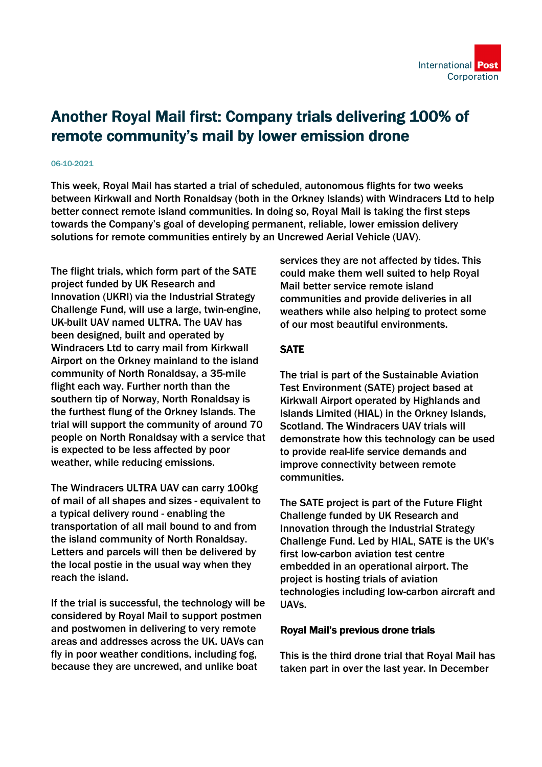# Another Royal Mail first: Company trials delivering 100% of remote community's mail by lower emission drone

06-10-2021

This week, Royal Mail has started a trial of scheduled, autonomous flights for two weeks between Kirkwall and North Ronaldsay (both in the Orkney Islands) with Windracers Ltd to help better connect remote island communities. In doing so, Royal Mail is taking the first steps towards the Company's goal of developing permanent, reliable, lower emission delivery solutions for remote communities entirely by an Uncrewed Aerial Vehicle (UAV).

The flight trials, which form part of the SATE project funded by UK Research and Innovation (UKRI) via the Industrial Strategy Challenge Fund, will use a large, twin-engine, UK-built UAV named ULTRA. The UAV has been designed, built and operated by Windracers Ltd to carry mail from Kirkwall Airport on the Orkney mainland to the island community of North Ronaldsay, a 35-mile flight each way. Further north than the southern tip of Norway, North Ronaldsay is the furthest flung of the Orkney Islands. The trial will support the community of around 70 people on North Ronaldsay with a service that is expected to be less affected by poor weather, while reducing emissions.

The Windracers ULTRA UAV can carry 100kg of mail of all shapes and sizes - equivalent to a typical delivery round - enabling the transportation of all mail bound to and from the island community of North Ronaldsay. Letters and parcels will then be delivered by the local postie in the usual way when they reach the island.

If the trial is successful, the technology will be considered by Royal Mail to support postmen and postwomen in delivering to very remote areas and addresses across the UK. UAVs can fly in poor weather conditions, including fog, because they are uncrewed, and unlike boat services they are not affected by tides. This could make them well suited to help Royal Mail better service remote island communities and provide deliveries in all weathers while also helping to protect some of our most beautiful environments.

## SATE

The trial is part of the Sustainable Aviation Test Environment (SATE) project based at Kirkwall Airport operated by Highlands and Islands Limited (HIAL) in the Orkney Islands, Scotland. The Windracers UAV trials will demonstrate how this technology can be used to provide real-life service demands and improve connectivity between remote communities.

The SATE project is part of the Future Flight Challenge funded by UK Research and Innovation through the Industrial Strategy Challenge Fund. Led by HIAL, SATE is the UK's first low-carbon aviation test centre embedded in an operational airport. The project is hosting trials of aviation technologies including low-carbon aircraft and UAVs.

## Royal Mail's previous drone trials

This is the third drone trial that Royal Mail has taken part in over the last year. In December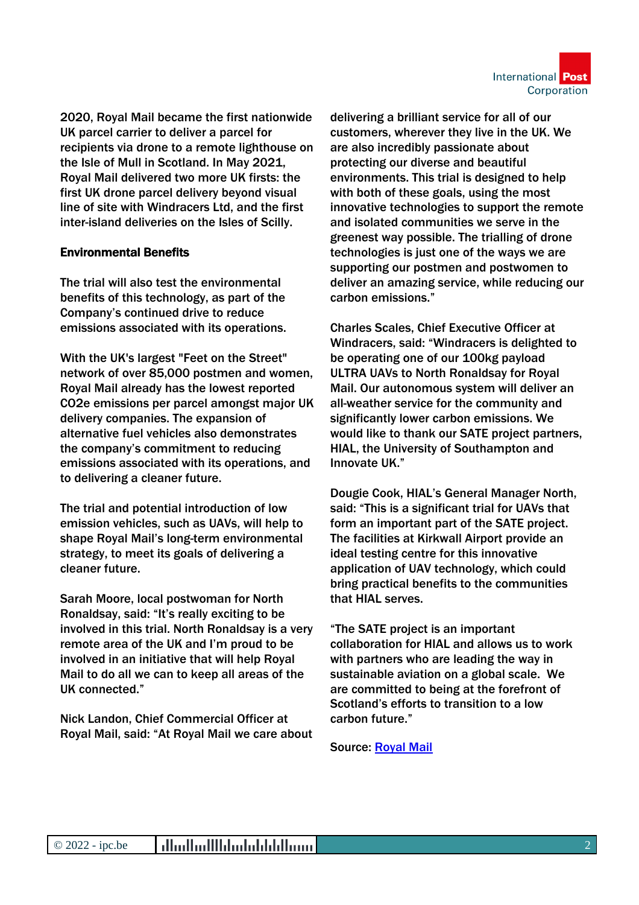2020, Royal Mail became the first nationwide UK parcel carrier to deliver a parcel for recipients via drone to a remote lighthouse on the Isle of Mull in Scotland. In May 2021, Royal Mail delivered two more UK firsts: the first UK drone parcel delivery beyond visual line of site with Windracers Ltd, and the first inter-island deliveries on the Isles of Scilly.

**Environmental Benefits**

The trial will also test the environmental benefits of this technology, as part of the Company's continued drive to reduce emissions associated with its operations.

With the UK's largest "Feet on the Street" network of over 85,000 postmen and women, Royal Mail already has the lowest reported CO2e emissions per parcel amongst major UK delivery companies. The expansion of alternative fuel vehicles also demonstrates the company's commitment to reducing emissions associated with its operations, and to delivering a cleaner future.

The trial and potential introduction of low emission vehicles, such as UAVs, will help to shape Royal Mail's long-term environmental strategy, to meet its goals of delivering a cleaner future.

Sarah Moore, local postwoman for North Ronaldsay, said: "It's really exciting to be involved in this trial. North Ronaldsay is a very remote area of the UK and I'm proud to be involved in an initiative that will help Royal Mail to do all we can to keep all areas of the UK connected."

Nick Landon, Chief Commercial Officer at Royal Mail, said: "At Royal Mail we care about delivering a brilliant service for all of our customers, wherever they live in the UK. We are also incredibly passionate about protecting our diverse and beautiful environments. This trial is designed to help with both of these goals, using the most innovative technologies to support the remote and isolated communities we serve in the greenest way possible. The trialling of drone technologies is just one of the ways we are supporting our postmen and postwomen to deliver an amazing service, while reducing our carbon emissions."

Charles Scales, Chief Executive Officer at Windracers, said: "Windracers is delighted to be operating one of our 100kg payload ULTRA UAVs to North Ronaldsay for Royal Mail. Our autonomous system will deliver an all-weather service for the community and significantly lower carbon emissions. We would like to thank our SATE project partners, HIAL, the University of Southampton and Innovate UK."

Dougie Cook, HIAL's General Manager North, said: "This is a significant trial for UAVs that form an important part of the SATE project. The facilities at Kirkwall Airport provide an ideal testing centre for this innovative application of UAV technology, which could bring practical benefits to the communities that HIAL serves.

"The SATE project is an important collaboration for HIAL and allows us to work with partners who are leading the way in sustainable aviation on a global scale. We are committed to being at the forefront of Scotland's efforts to transition to a low carbon future."

Source: Royal Mail